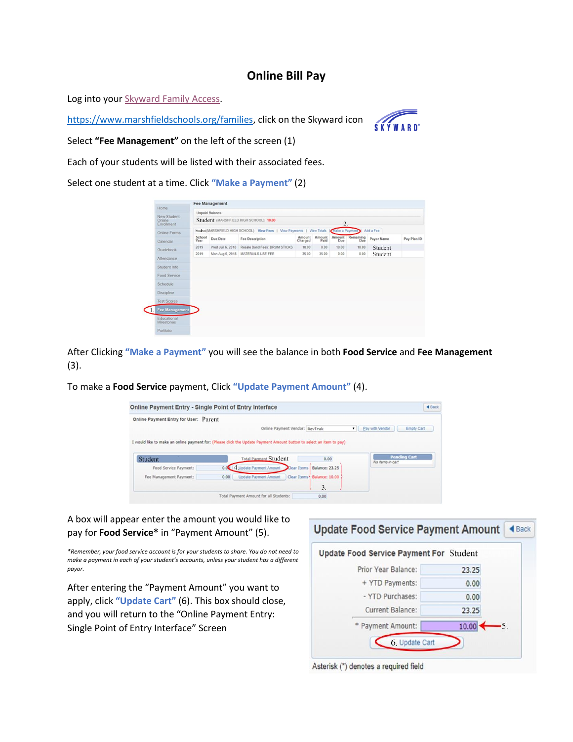# Online Bill Pay

Log into your Skyward Family Access.

https://www.marshfieldschools.org/families, click on the Skyward icon

Select **"Fee Management"** on the left of the screen (1)

Each of your students will be listed with their associated fees.

Select one student at a time. Click **"Make a Payment"** (2)

After Clicking **"Make a Payment"** you will see the balance in both **Food Service** and **Fee Management** (3).

To make a **Food Service** payment, Click **"Update Payment Amount"** (4).

A box will appear enter the amount you would like to pay for **Food Service*** in "Payment Amount" (5).

*\*Remember, your food service account is for your students to share. You do not need to make a payment in each of your student's accounts, unless your student has a different payor.*

After entering the "Payment Amount" you want to apply, click **"Update Cart"** (6). This box should close, and you will return to the "Online Payment Entry: Single Point of Entry Interface" Screen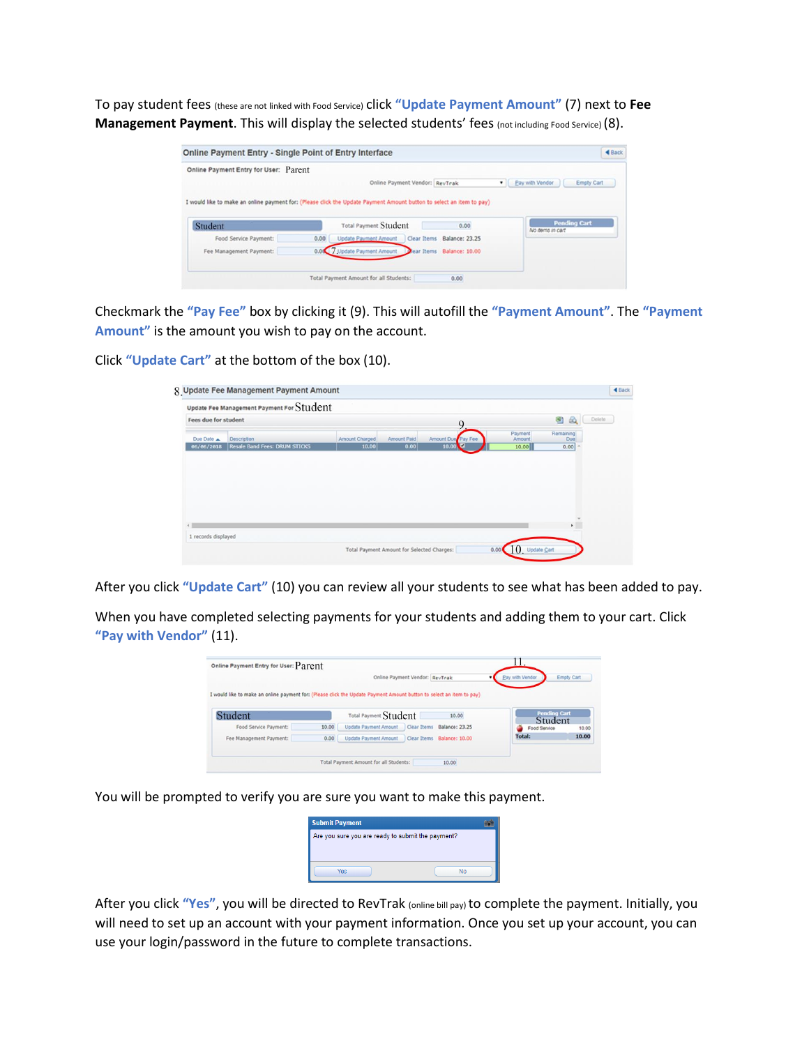To pay student fees (these are not linked with Food Service) click **"Update Payment Amount"** (7) next to **Fee Management Payment**. This will display the selected students' fees (not including Food Service) (8).

Checkmark the **"Pay Fee"** box by clicking it (9). This will autofill the **"Payment Amount"**. The **"Payment Amount"** is the amount you wish to pay on the account.

Click **"Update Cart"** at the bottom of the box (10).

After you click **"Update Cart"** (10) you can review all your students to see what has been added to pay.

When you have completed selecting payments for your students and adding them to your cart. Click **"Pay with Vendor"** (11).

You will be prompted to verify you are sure you want to make this payment.

After you click **"Yes"**, you will be directed to RevTrak (online bill pay) to complete the payment. Initially, you will need to set up an account with your payment information. Once you set up your account, you can use your login/password in the future to complete transactions.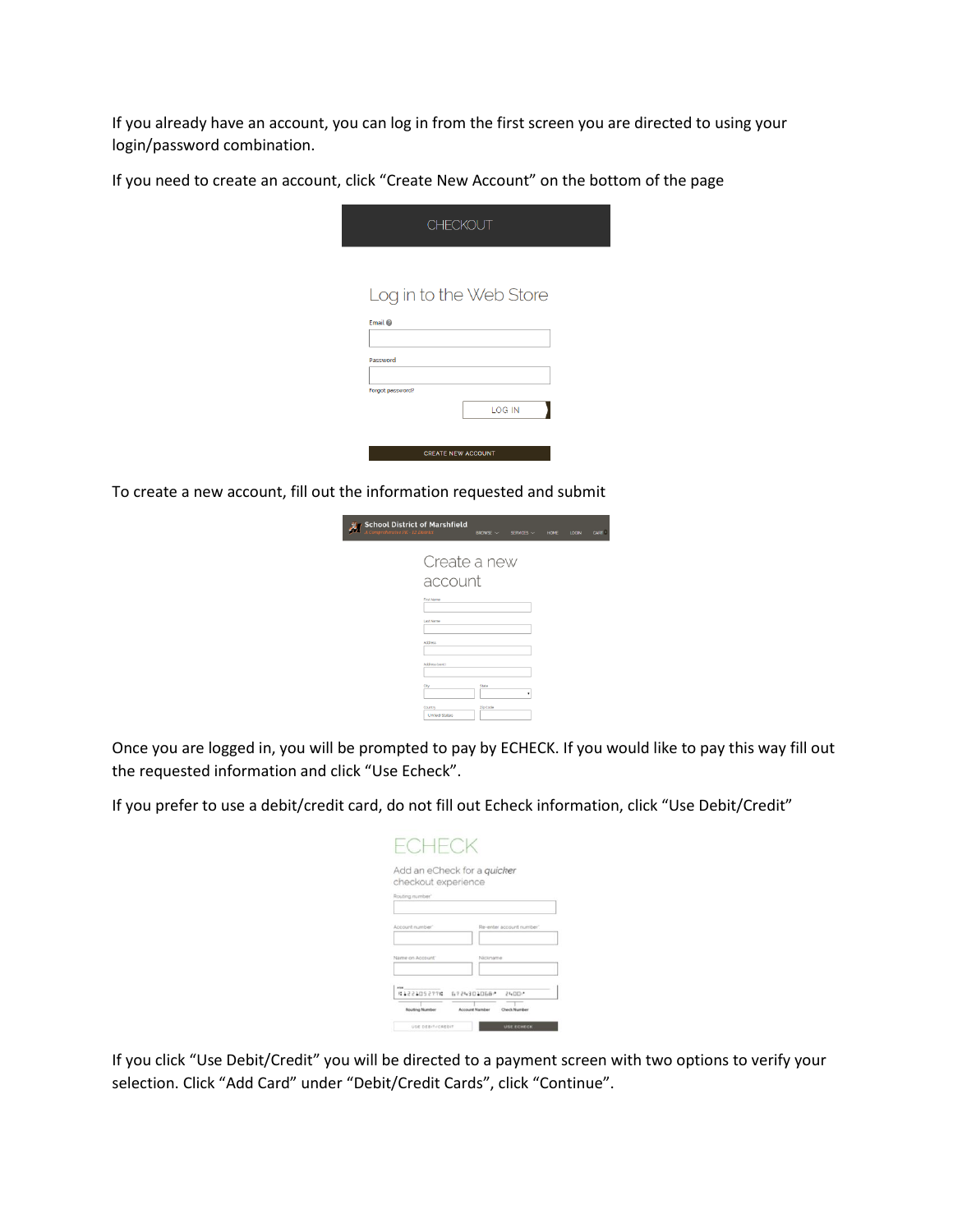If you already have an account, you can log in from the first screen you are directed to using your login/password combination.

If you need to create an account, click “Create New Account” on the bottom of the page

CHECKOUT

Log in to the Web Store

Email

Password

Forgot password?

LOG IN

CREATE NEW ACCOUNT

To create a new account, fill out the information requested and submit

School District of Marshfield

Create a new account

Once you are logged in, you will be prompted to pay by ECHECK. If you would like to pay this way fill out the requested information and click “Use Echeck”.

If you prefer to use a debit/credit card, do not fill out Echeck information, click “Use Debit/Credit”

ECHECK

Add an eCheck for a *quicker* checkout experience

If you click “Use Debit/Credit” you will be directed to a payment screen with two options to verify your selection. Click “Add Card” under “Debit/Credit Cards”, click “Continue”.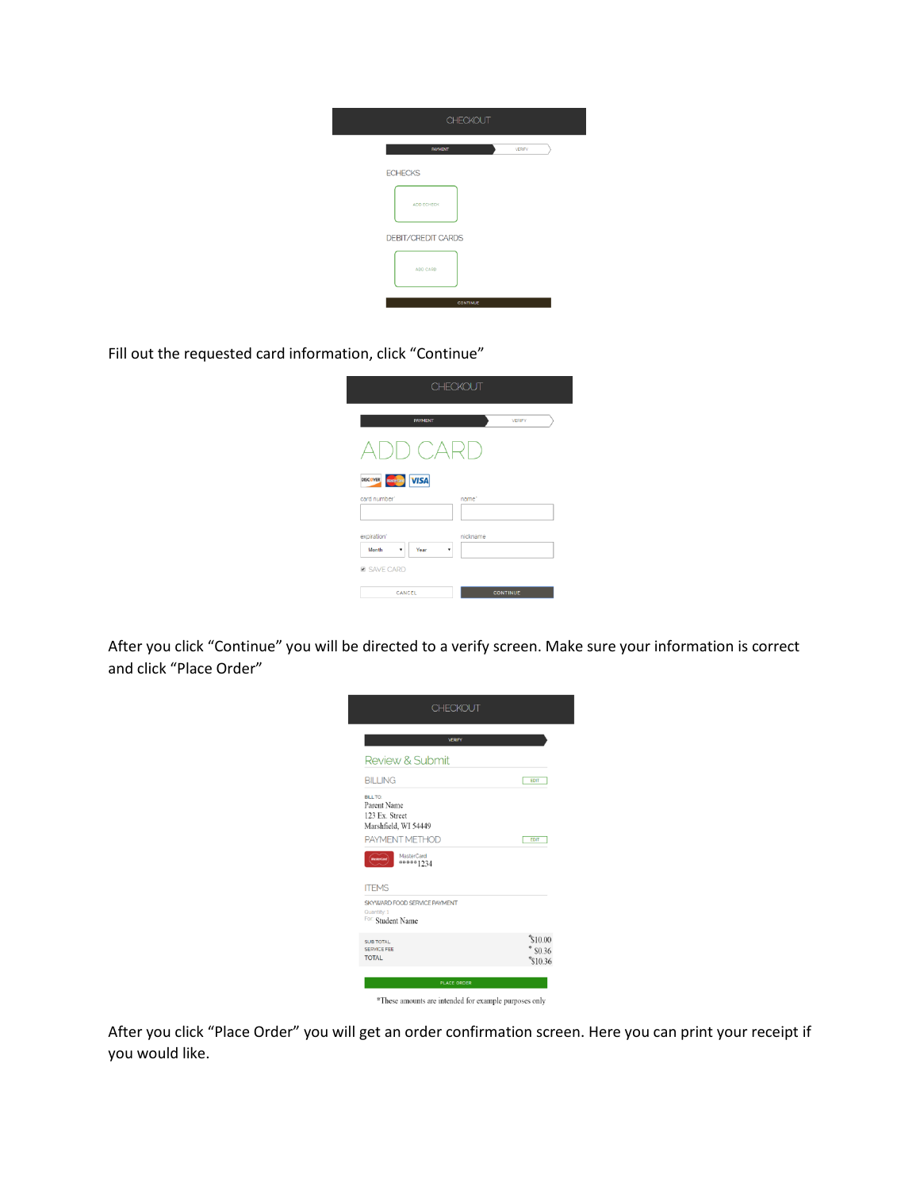Fill out the requested card information, click “Continue”

After you click “Continue” you will be directed to a verify screen. Make sure your information is correct and click “Place Order”

After you click “Place Order” you will get an order confirmation screen. Here you can print your receipt if you would like.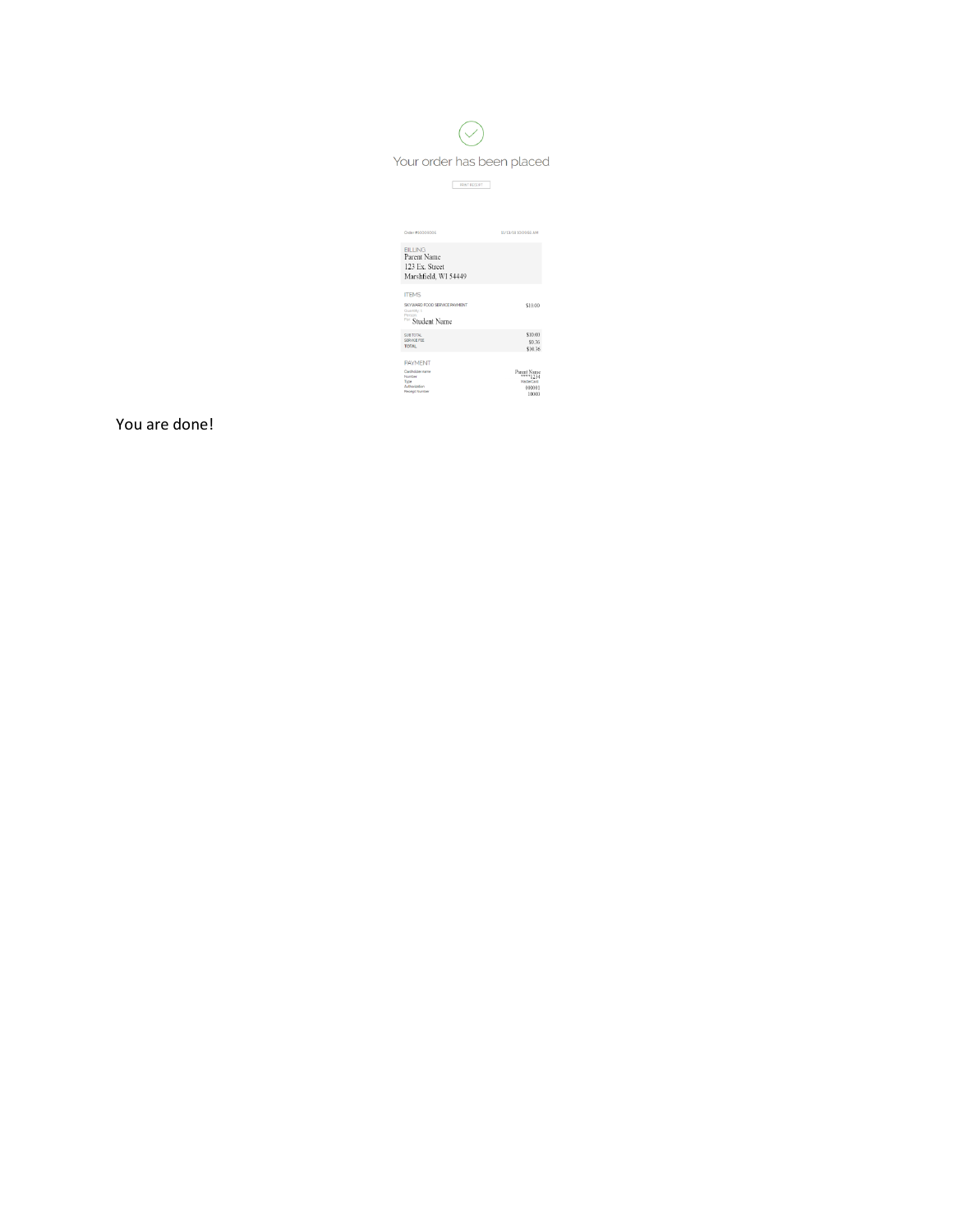Your order has been placed

PRINT RECEIPT

Order #00000000 12/13/18 10:00:00 AM

BILLING
Parent Name
123 Ex. Street
Marshfield, WI 54449

ITEMS

SKYWARD FOOD SERVICE PAYMENT $10.00
Quantity: 1
Person
For: Student Name

| | |
|---|---|
| SUB TOTAL | $10.00 |
| SERVICE FEE | $0.36 |
| TOTAL | $10.36 |

PAYMENT

| | |
|---|---|
| Cardholder name | Parent Name |
| Number | ****1234 |
| Type | MasterCard |
| Authorization | 000000 |
| Receipt Number | 10000 |

You are done!